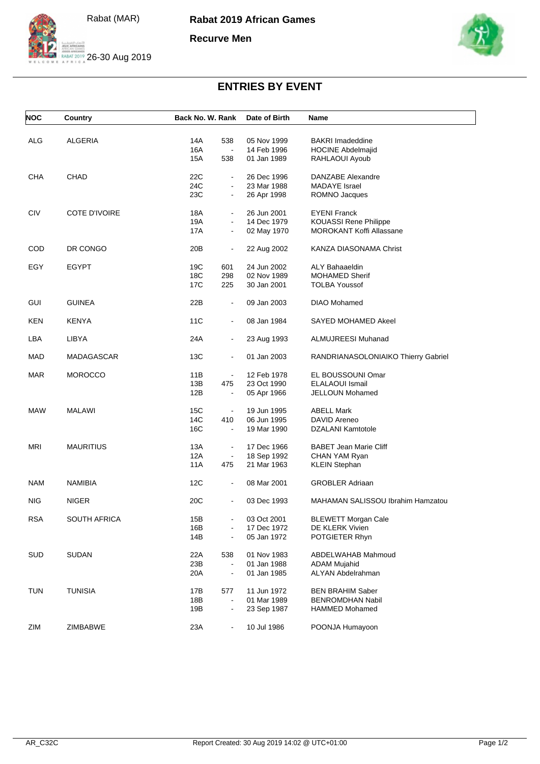Rabat (MAR)

**Rabat 2019 African Games**

**Recurve Men**

26-30 Aug 2019

## ENTRIES BY EVENT

| NOC | Country | Back No. | W. Rank | Date of Birth | Name |
|---|---|---|---|---|---|
| ALG | ALGERIA | 14A | 538 | 05 Nov 1999 | BAKRI Imadeddine |
| | | 16A | - | 14 Feb 1996 | HOCINE Abdelmajid |
| | | 15A | 538 | 01 Jan 1989 | RAHLAOUI Ayoub |
| CHA | CHAD | 22C | - | 26 Dec 1996 | DANZABE Alexandre |
| | | 24C | - | 23 Mar 1988 | MADAYE Israel |
| | | 23C | - | 26 Apr 1998 | ROMNO Jacques |
| CIV | COTE D'IVOIRE | 18A | - | 26 Jun 2001 | EYENI Franck |
| | | 19A | - | 14 Dec 1979 | KOUASSI Rene Philippe |
| | | 17A | - | 02 May 1970 | MOROKANT Koffi Allassane |
| COD | DR CONGO | 20B | - | 22 Aug 2002 | KANZA DIASONAMA Christ |
| EGY | EGYPT | 19C | 601 | 24 Jun 2002 | ALY Bahaaeldin |
| | | 18C | 298 | 02 Nov 1989 | MOHAMED Sherif |
| | | 17C | 225 | 30 Jan 2001 | TOLBA Youssof |
| GUI | GUINEA | 22B | - | 09 Jan 2003 | DIAO Mohamed |
| KEN | KENYA | 11C | - | 08 Jan 1984 | SAYED MOHAMED Akeel |
| LBA | LIBYA | 24A | - | 23 Aug 1993 | ALMUJREESI Muhanad |
| MAD | MADAGASCAR | 13C | - | 01 Jan 2003 | RANDRIANASOLONIAIKO Thierry Gabriel |
| MAR | MOROCCO | 11B | - | 12 Feb 1978 | EL BOUSSOUNI Omar |
| | | 13B | 475 | 23 Oct 1990 | ELALAOUI Ismail |
| | | 12B | - | 05 Apr 1966 | JELLOUN Mohamed |
| MAW | MALAWI | 15C | - | 19 Jun 1995 | ABELL Mark |
| | | 14C | 410 | 06 Jun 1995 | DAVID Areneo |
| | | 16C | - | 19 Mar 1990 | DZALANI Kamtotole |
| MRI | MAURITIUS | 13A | - | 17 Dec 1966 | BABET Jean Marie Cliff |
| | | 12A | - | 18 Sep 1992 | CHAN YAM Ryan |
| | | 11A | 475 | 21 Mar 1963 | KLEIN Stephan |
| NAM | NAMIBIA | 12C | - | 08 Mar 2001 | GROBLER Adriaan |
| NIG | NIGER | 20C | - | 03 Dec 1993 | MAHAMAN SALISSOU Ibrahim Hamzatou |
| RSA | SOUTH AFRICA | 15B | - | 03 Oct 2001 | BLEWETT Morgan Cale |
| | | 16B | - | 17 Dec 1972 | DE KLERK Vivien |
| | | 14B | - | 05 Jan 1972 | POTGIETER Rhyn |
| SUD | SUDAN | 22A | 538 | 01 Nov 1983 | ABDELWAHAB Mahmoud |
| | | 23B | - | 01 Jan 1988 | ADAM Mujahid |
| | | 20A | - | 01 Jan 1985 | ALYAN Abdelrahman |
| TUN | TUNISIA | 17B | 577 | 11 Jun 1972 | BEN BRAHIM Saber |
| | | 18B | - | 01 Mar 1989 | BENROMDHAN Nabil |
| | | 19B | - | 23 Sep 1987 | HAMMED Mohamed |
| ZIM | ZIMBABWE | 23A | - | 10 Jul 1986 | POONJA Humayoon |

AR_C32C Report Created: 30 Aug 2019 14:02 @ UTC+01:00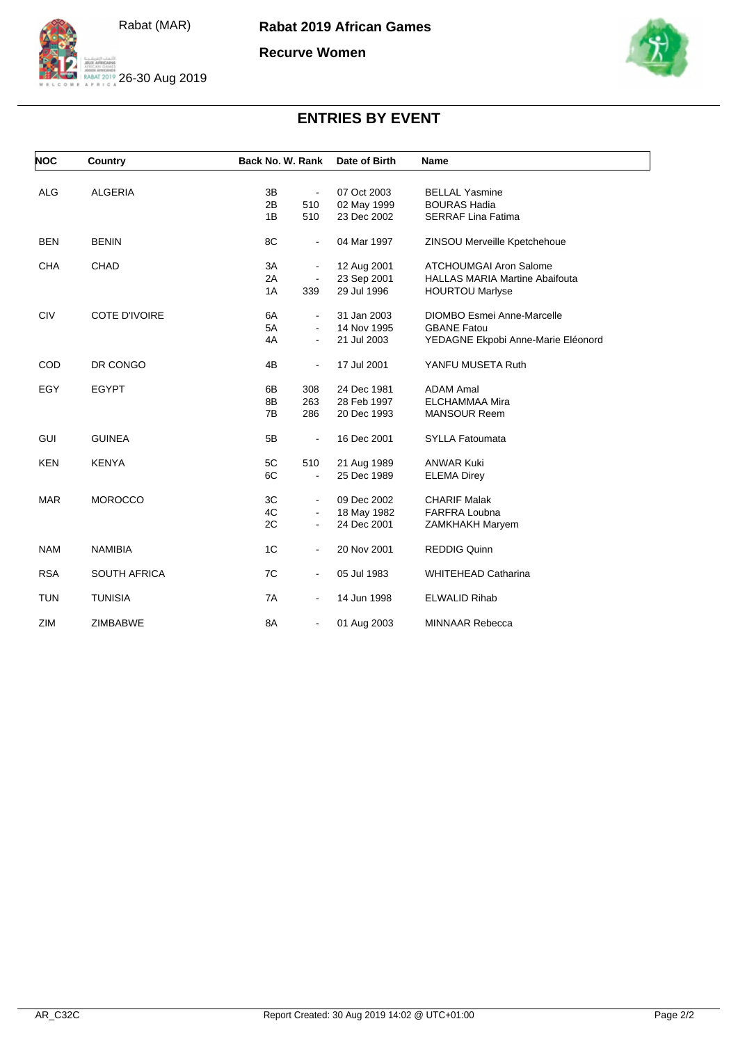Rabat (MAR)

**Rabat 2019 African Games**

**Recurve Women**

26-30 Aug 2019

## ENTRIES BY EVENT

| NOC | Country | Back No. | W. Rank | Date of Birth | Name |
|---|---|---|---|---|---|
| ALG | ALGERIA | 3B | - | 07 Oct 2003 | BELLAL Yasmine |
| | | 2B | 510 | 02 May 1999 | BOURAS Hadia |
| | | 1B | 510 | 23 Dec 2002 | SERRAF Lina Fatima |
| BEN | BENIN | 8C | - | 04 Mar 1997 | ZINSOU Merveille Kpetchehoue |
| CHA | CHAD | 3A | - | 12 Aug 2001 | ATCHOUMGAI Aron Salome |
| | | 2A | - | 23 Sep 2001 | HALLAS MARIA Martine Abaifouta |
| | | 1A | 339 | 29 Jul 1996 | HOURTOU Marlyse |
| CIV | COTE D'IVOIRE | 6A | - | 31 Jan 2003 | DIOMBO Esmei Anne-Marcelle |
| | | 5A | - | 14 Nov 1995 | GBANE Fatou |
| | | 4A | - | 21 Jul 2003 | YEDAGNE Ekpobi Anne-Marie Eléonord |
| COD | DR CONGO | 4B | - | 17 Jul 2001 | YANFU MUSETA Ruth |
| EGY | EGYPT | 6B | 308 | 24 Dec 1981 | ADAM Amal |
| | | 8B | 263 | 28 Feb 1997 | ELCHAMMAA Mira |
| | | 7B | 286 | 20 Dec 1993 | MANSOUR Reem |
| GUI | GUINEA | 5B | - | 16 Dec 2001 | SYLLA Fatoumata |
| KEN | KENYA | 5C | 510 | 21 Aug 1989 | ANWAR Kuki |
| | | 6C | - | 25 Dec 1989 | ELEMA Direy |
| MAR | MOROCCO | 3C | - | 09 Dec 2002 | CHARIF Malak |
| | | 4C | - | 18 May 1982 | FARFRA Loubna |
| | | 2C | - | 24 Dec 2001 | ZAMKHAKH Maryem |
| NAM | NAMIBIA | 1C | - | 20 Nov 2001 | REDDIG Quinn |
| RSA | SOUTH AFRICA | 7C | - | 05 Jul 1983 | WHITEHEAD Catharina |
| TUN | TUNISIA | 7A | - | 14 Jun 1998 | ELWALID Rihab |
| ZIM | ZIMBABWE | 8A | - | 01 Aug 2003 | MINNAAR Rebecca |

AR_C32C Report Created: 30 Aug 2019 14:02 @ UTC+01:00